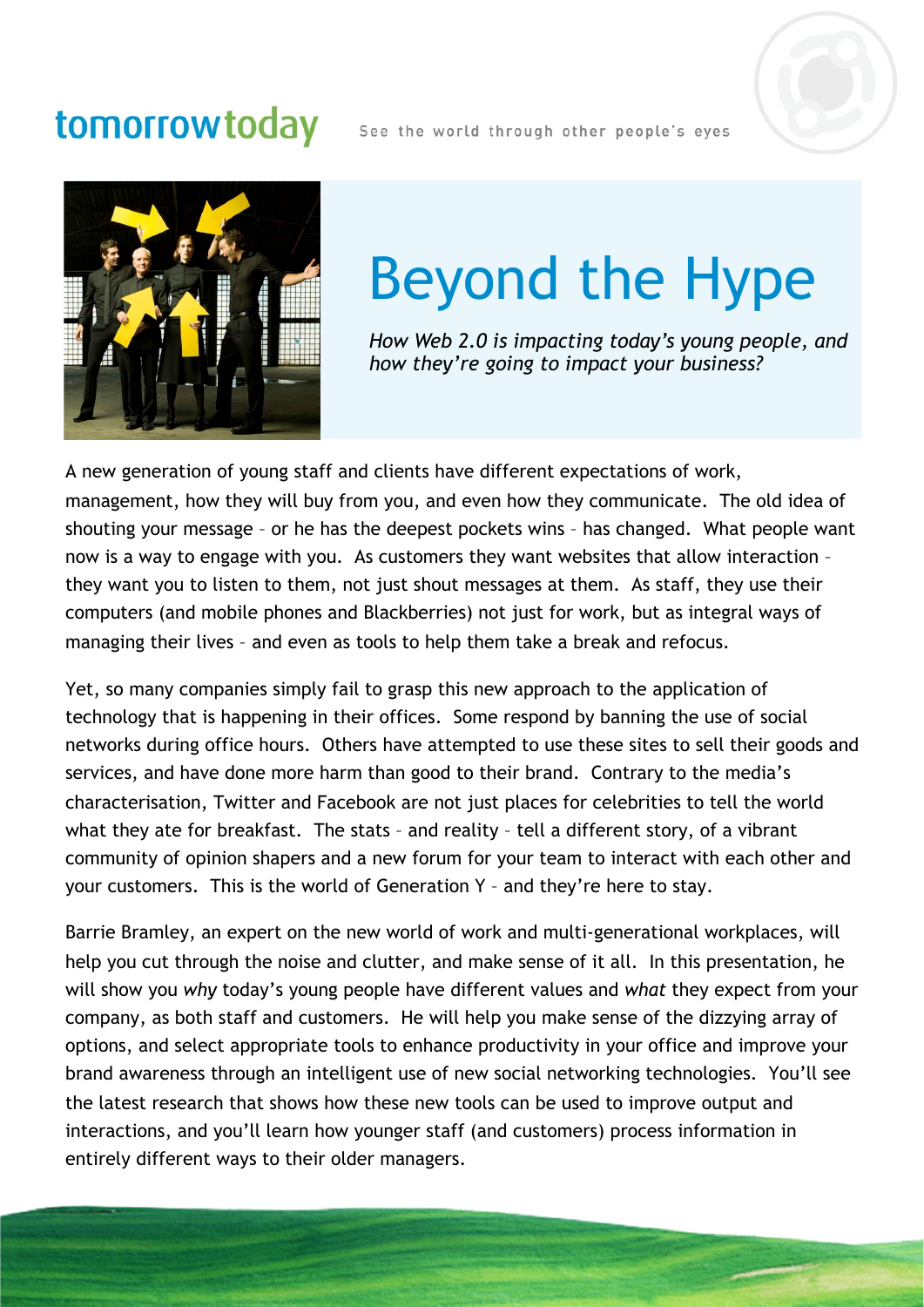tomorrowtoday

See the world through other people's eyes

# Beyond the Hype

*How Web 2.0 is impacting today's young people, and how they're going to impact your business?*

A new generation of young staff and clients have different expectations of work, management, how they will buy from you, and even how they communicate. The old idea of shouting your message – or he has the deepest pockets wins – has changed. What people want now is a way to engage with you. As customers they want websites that allow interaction – they want you to listen to them, not just shout messages at them. As staff, they use their computers (and mobile phones and Blackberries) not just for work, but as integral ways of managing their lives – and even as tools to help them take a break and refocus.

Yet, so many companies simply fail to grasp this new approach to the application of technology that is happening in their offices. Some respond by banning the use of social networks during office hours. Others have attempted to use these sites to sell their goods and services, and have done more harm than good to their brand. Contrary to the media's characterisation, Twitter and Facebook are not just places for celebrities to tell the world what they ate for breakfast. The stats – and reality – tell a different story, of a vibrant community of opinion shapers and a new forum for your team to interact with each other and your customers. This is the world of Generation Y – and they're here to stay.

Barrie Bramley, an expert on the new world of work and multi-generational workplaces, will help you cut through the noise and clutter, and make sense of it all. In this presentation, he will show you *why* today's young people have different values and *what* they expect from your company, as both staff and customers. He will help you make sense of the dizzying array of options, and select appropriate tools to enhance productivity in your office and improve your brand awareness through an intelligent use of new social networking technologies. You'll see the latest research that shows how these new tools can be used to improve output and interactions, and you'll learn how younger staff (and customers) process information in entirely different ways to their older managers.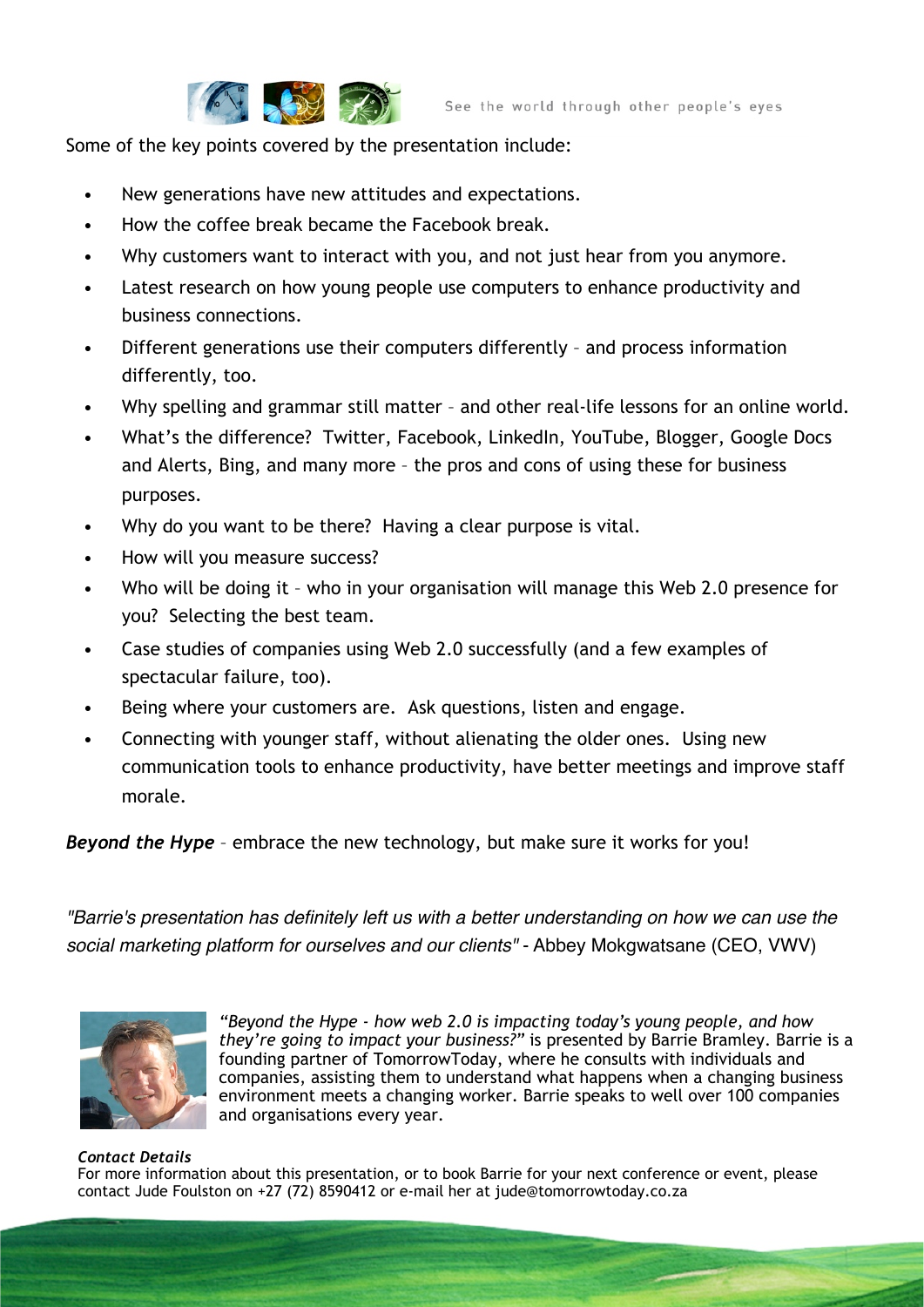Some of the key points covered by the presentation include:

- New generations have new attitudes and expectations.
- How the coffee break became the Facebook break.
- Why customers want to interact with you, and not just hear from you anymore.
- Latest research on how young people use computers to enhance productivity and business connections.
- Different generations use their computers differently – and process information differently, too.
- Why spelling and grammar still matter – and other real-life lessons for an online world.
- What's the difference? Twitter, Facebook, LinkedIn, YouTube, Blogger, Google Docs and Alerts, Bing, and many more – the pros and cons of using these for business purposes.
- Why do you want to be there? Having a clear purpose is vital.
- How will you measure success?
- Who will be doing it – who in your organisation will manage this Web 2.0 presence for you? Selecting the best team.
- Case studies of companies using Web 2.0 successfully (and a few examples of spectacular failure, too).
- Being where your customers are. Ask questions, listen and engage.
- Connecting with younger staff, without alienating the older ones. Using new communication tools to enhance productivity, have better meetings and improve staff morale.

***Beyond the Hype*** – embrace the new technology, but make sure it works for you!

*"Barrie's presentation has definitely left us with a better understanding on how we can use the social marketing platform for ourselves and our clients"* - Abbey Mokgwatsane (CEO, VWV)

*"Beyond the Hype - how web 2.0 is impacting today's young people, and how they're going to impact your business?"* is presented by Barrie Bramley. Barrie is a founding partner of TomorrowToday, where he consults with individuals and companies, assisting them to understand what happens when a changing business environment meets a changing worker. Barrie speaks to well over 100 companies and organisations every year.

***Contact Details***
For more information about this presentation, or to book Barrie for your next conference or event, please contact Jude Foulston on +27 (72) 8590412 or e-mail her at jude@tomorrowtoday.co.za